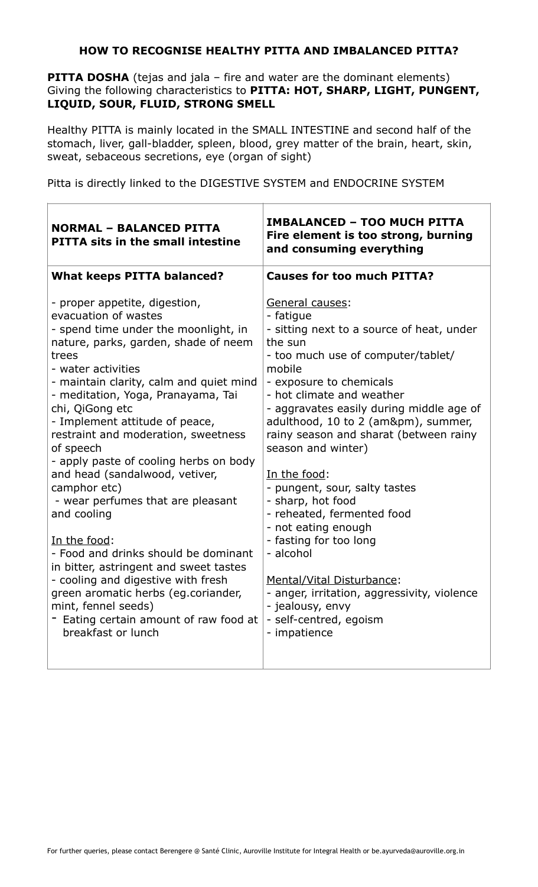## HOW TO RECOGNISE HEALTHY PITTA AND IMBALANCED PITTA?

**PITTA DOSHA** (tejas and jala – fire and water are the dominant elements) Giving the following characteristics to **PITTA: HOT, SHARP, LIGHT, PUNGENT, LIQUID, SOUR, FLUID, STRONG SMELL**

Healthy PITTA is mainly located in the SMALL INTESTINE and second half of the stomach, liver, gall-bladder, spleen, blood, grey matter of the brain, heart, skin, sweat, sebaceous secretions, eye (organ of sight)

Pitta is directly linked to the DIGESTIVE SYSTEM and ENDOCRINE SYSTEM

| **NORMAL – BALANCED PITTA**<br>**PITTA sits in the small intestine** | **IMBALANCED – TOO MUCH PITTA**<br>**Fire element is too strong, burning and consuming everything** |
|---|---|
| **What keeps PITTA balanced?**<br><br>- proper appetite, digestion, evacuation of wastes<br>- spend time under the moonlight, in nature, parks, garden, shade of neem trees<br>- water activities<br>- maintain clarity, calm and quiet mind<br>- meditation, Yoga, Pranayama, Tai chi, QiGong etc<br>- Implement attitude of peace, restraint and moderation, sweetness of speech<br>- apply paste of cooling herbs on body and head (sandalwood, vetiver, camphor etc)<br>- wear perfumes that are pleasant and cooling<br><br><u>In the food</u>:<br>- Food and drinks should be dominant in bitter, astringent and sweet tastes<br>- cooling and digestive with fresh green aromatic herbs (eg.coriander, mint, fennel seeds)<br>- Eating certain amount of raw food at breakfast or lunch | **Causes for too much PITTA?**<br><br><u>General causes</u>:<br>- fatigue<br>- sitting next to a source of heat, under the sun<br>- too much use of computer/tablet/ mobile<br>- exposure to chemicals<br>- hot climate and weather<br>- aggravates easily during middle age of adulthood, 10 to 2 (am&pm), summer, rainy season and sharat (between rainy season and winter)<br><br><u>In the food</u>:<br>- pungent, sour, salty tastes<br>- sharp, hot food<br>- reheated, fermented food<br>- not eating enough<br>- fasting for too long<br>- alcohol<br><br><u>Mental/Vital Disturbance</u>:<br>- anger, irritation, aggressivity, violence<br>- jealousy, envy<br>- self-centred, egoism<br>- impatience |

For further queries, please contact Berengere @ Santé Clinic, Auroville Institute for Integral Health or be.ayurveda@auroville.org.in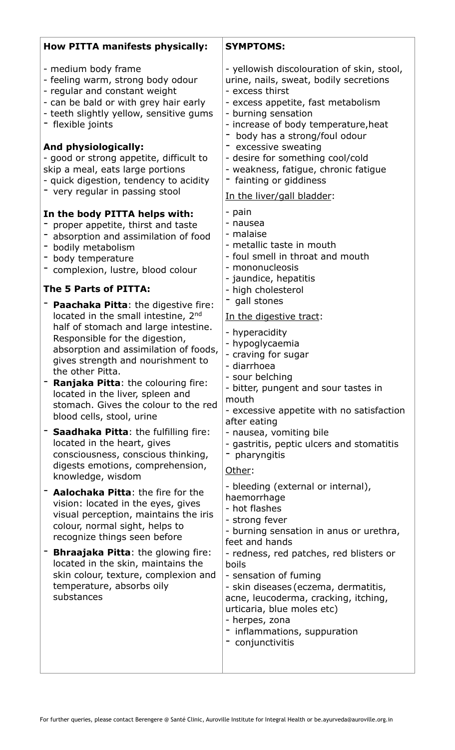**How PITTA manifests physically:**

- medium body frame
- feeling warm, strong body odour
- regular and constant weight
- can be bald or with grey hair early
- teeth slightly yellow, sensitive gums
- flexible joints

**And physiologically:**

- good or strong appetite, difficult to skip a meal, eats large portions
- quick digestion, tendency to acidity
- very regular in passing stool

**In the body PITTA helps with:**

- proper appetite, thirst and taste
- absorption and assimilation of food
- bodily metabolism
- body temperature
- complexion, lustre, blood colour

**The 5 Parts of PITTA:**

- **Paachaka Pitta**: the digestive fire: located in the small intestine, 2nd half of stomach and large intestine. Responsible for the digestion, absorption and assimilation of foods, gives strength and nourishment to the other Pitta.
- **Ranjaka Pitta**: the colouring fire: located in the liver, spleen and stomach. Gives the colour to the red blood cells, stool, urine
- **Saadhaka Pitta**: the fulfilling fire: located in the heart, gives consciousness, conscious thinking, digests emotions, comprehension, knowledge, wisdom
- **Aalochaka Pitta**: the fire for the vision: located in the eyes, gives visual perception, maintains the iris colour, normal sight, helps to recognize things seen before
- **Bhraajaka Pitta**: the glowing fire: located in the skin, maintains the skin colour, texture, complexion and temperature, absorbs oily substances

**SYMPTOMS:**

- yellowish discolouration of skin, stool, urine, nails, sweat, bodily secretions
- excess thirst
- excess appetite, fast metabolism
- burning sensation
- increase of body temperature, heat
- body has a strong/foul odour
- excessive sweating
- desire for something cool/cold
- weakness, fatigue, chronic fatigue
- fainting or giddiness

In the liver/gall bladder:

- pain
- nausea
- malaise
- metallic taste in mouth
- foul smell in throat and mouth
- mononucleosis
- jaundice, hepatitis
- high cholesterol
- gall stones

In the digestive tract:

- hyperacidity
- hypoglycaemia
- craving for sugar
- diarrhoea
- sour belching
- bitter, pungent and sour tastes in mouth
- excessive appetite with no satisfaction after eating
- nausea, vomiting bile
- gastritis, peptic ulcers and stomatitis
- pharyngitis

Other:

- bleeding (external or internal), haemorrhage
- hot flashes
- strong fever
- burning sensation in anus or urethra, feet and hands
- redness, red patches, red blisters or boils
- sensation of fuming
- skin diseases (eczema, dermatitis, acne, leucoderma, cracking, itching, urticaria, blue moles etc)
- herpes, zona
- inflammations, suppuration
- conjunctivitis

For further queries, please contact Berengere @ Santé Clinic, Auroville Institute for Integral Health or be.ayurveda@auroville.org.in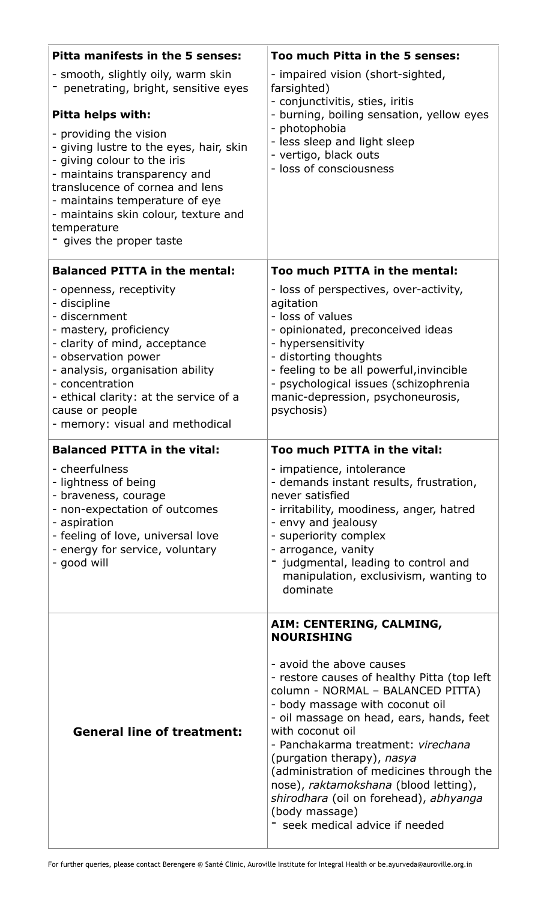| | |
|---|---|
| **Pitta manifests in the 5 senses:**<br>- smooth, slightly oily, warm skin<br>- penetrating, bright, sensitive eyes<br><br>**Pitta helps with:**<br>- providing the vision<br>- giving lustre to the eyes, hair, skin<br>- giving colour to the iris<br>- maintains transparency and translucence of cornea and lens<br>- maintains temperature of eye<br>- maintains skin colour, texture and temperature<br>- gives the proper taste | **Too much Pitta in the 5 senses:**<br>- impaired vision (short-sighted, farsighted)<br>- conjunctivitis, sties, iritis<br>- burning, boiling sensation, yellow eyes<br>- photophobia<br>- less sleep and light sleep<br>- vertigo, black outs<br>- loss of consciousness |
| **Balanced PITTA in the mental:**<br>- openness, receptivity<br>- discipline<br>- discernment<br>- mastery, proficiency<br>- clarity of mind, acceptance<br>- observation power<br>- analysis, organisation ability<br>- concentration<br>- ethical clarity: at the service of a cause or people<br>- memory: visual and methodical | **Too much PITTA in the mental:**<br>- loss of perspectives, over-activity, agitation<br>- loss of values<br>- opinionated, preconceived ideas<br>- hypersensitivity<br>- distorting thoughts<br>- feeling to be all powerful,invincible<br>- psychological issues (schizophrenia manic-depression, psychoneurosis, psychosis) |
| **Balanced PITTA in the vital:**<br>- cheerfulness<br>- lightness of being<br>- braveness, courage<br>- non-expectation of outcomes<br>- aspiration<br>- feeling of love, universal love<br>- energy for service, voluntary<br>- good will | **Too much PITTA in the vital:**<br>- impatience, intolerance<br>- demands instant results, frustration, never satisfied<br>- irritability, moodiness, anger, hatred<br>- envy and jealousy<br>- superiority complex<br>- arrogance, vanity<br>- judgmental, leading to control and manipulation, exclusivism, wanting to dominate |
| **General line of treatment:** | **AIM: CENTERING, CALMING, NOURISHING**<br><br>- avoid the above causes<br>- restore causes of healthy Pitta (top left column - NORMAL – BALANCED PITTA)<br>- body massage with coconut oil<br>- oil massage on head, ears, hands, feet with coconut oil<br>- Panchakarma treatment: *virechana* (purgation therapy), *nasya* (administration of medicines through the nose), *raktamokshana* (blood letting), *shirodhara* (oil on forehead), *abhyanga* (body massage)<br>- seek medical advice if needed |

For further queries, please contact Berengere @ Santé Clinic, Auroville Institute for Integral Health or be.ayurveda@auroville.org.in